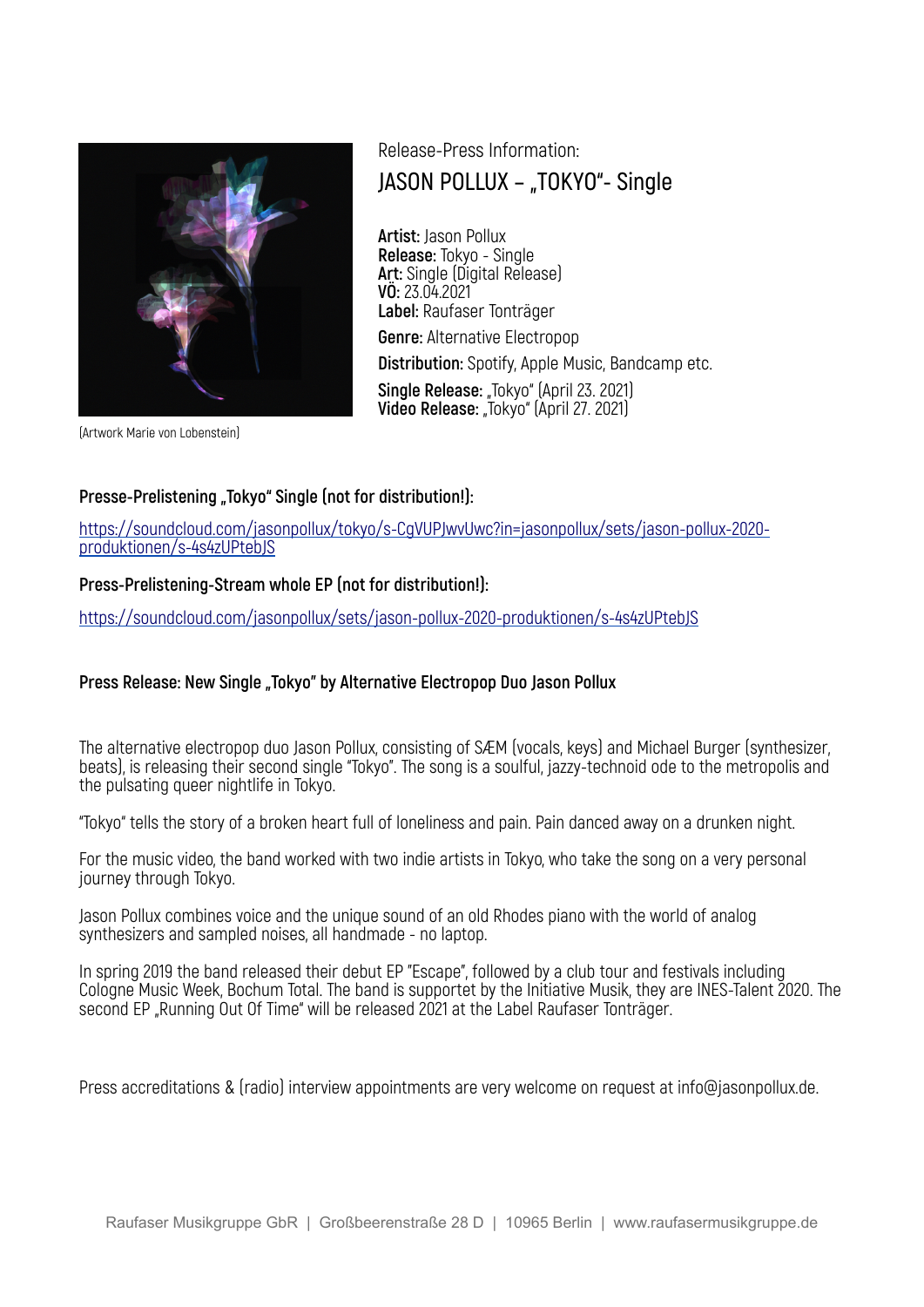(Artwork Marie von Lobenstein)

Release-Press Information:

# JASON POLLUX – „TOKYO"- Single

**Artist:** Jason Pollux
**Release:** Tokyo - Single
**Art:** Single (Digital Release)
**VÖ:** 23.04.2021
**Label:** Raufaser Tonträger

**Genre:** Alternative Electropop

**Distribution:** Spotify, Apple Music, Bandcamp etc.

**Single Release:** „Tokyo" (April 23. 2021)
**Video Release:** „Tokyo" (April 27. 2021)

**Presse-Prelistening „Tokyo" Single (not for distribution!):**

https://soundcloud.com/jasonpollux/tokyo/s-CgVUPJwvUwc?in=jasonpollux/sets/jason-pollux-2020-produktionen/s-4s4zUPtebJS

**Press-Prelistening-Stream whole EP (not for distribution!):**

https://soundcloud.com/jasonpollux/sets/jason-pollux-2020-produktionen/s-4s4zUPtebJS

**Press Release: New Single „Tokyo" by Alternative Electropop Duo Jason Pollux**

The alternative electropop duo Jason Pollux, consisting of SÆM (vocals, keys) and Michael Burger (synthesizer, beats), is releasing their second single "Tokyo". The song is a soulful, jazzy-technoid ode to the metropolis and the pulsating queer nightlife in Tokyo.

"Tokyo" tells the story of a broken heart full of loneliness and pain. Pain danced away on a drunken night.

For the music video, the band worked with two indie artists in Tokyo, who take the song on a very personal journey through Tokyo.

Jason Pollux combines voice and the unique sound of an old Rhodes piano with the world of analog synthesizers and sampled noises, all handmade - no laptop.

In spring 2019 the band released their debut EP "Escape", followed by a club tour and festivals including Cologne Music Week, Bochum Total. The band is supportet by the Initiative Musik, they are INES-Talent 2020. The second EP „Running Out Of Time" will be released 2021 at the Label Raufaser Tonträger.

Press accreditations & (radio) interview appointments are very welcome on request at info@jasonpollux.de.

Raufaser Musikgruppe GbR | Großbeerenstraße 28 D | 10965 Berlin | www.raufasermusikgruppe.de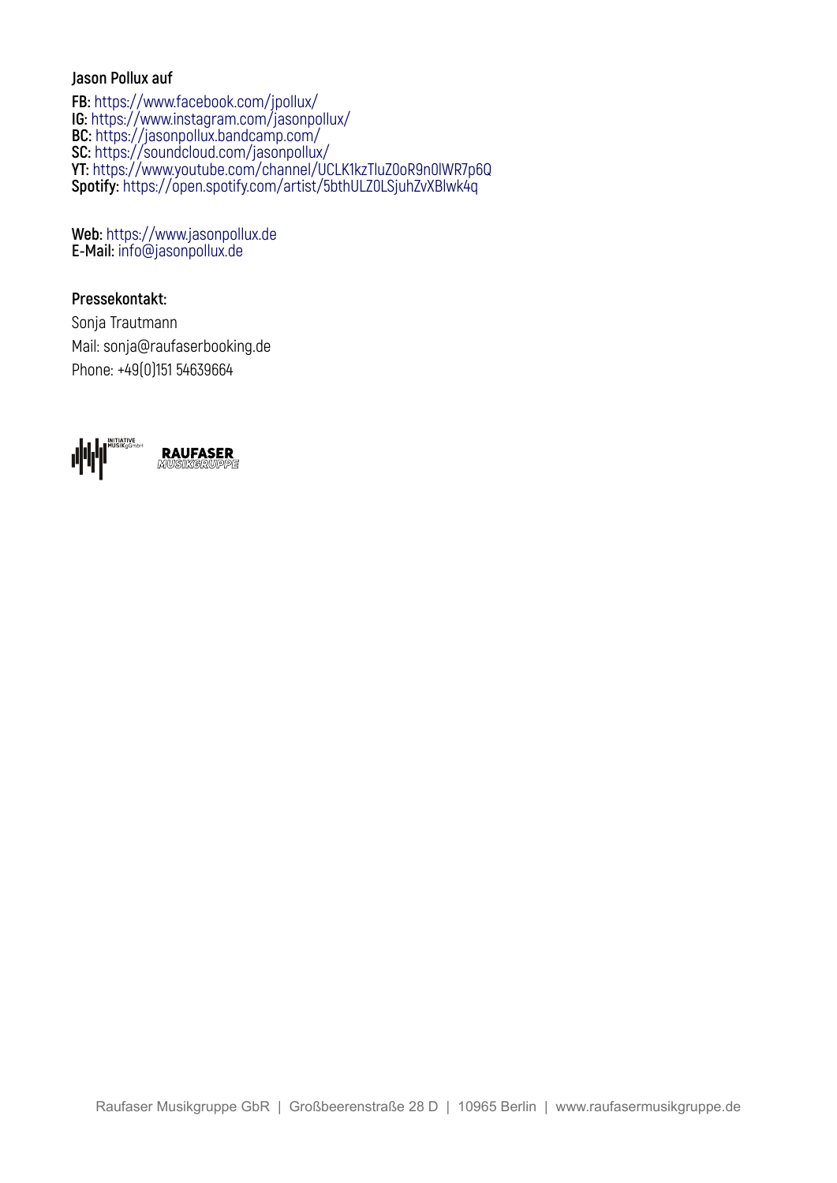**Jason Pollux auf**

**FB:** https://www.facebook.com/jpollux/
**IG:** https://www.instagram.com/jasonpollux/
**BC:** https://jasonpollux.bandcamp.com/
**SC:** https://soundcloud.com/jasonpollux/
**YT:** https://www.youtube.com/channel/UCLK1kzTluZ0oR9n0lWR7p6Q
**Spotify:** https://open.spotify.com/artist/5bthULZ0LSjuhZvXBlwk4q

**Web:** https://www.jasonpollux.de
**E-Mail:** info@jasonpollux.de

**Pressekontakt:**

Sonja Trautmann
Mail: sonja@raufaserbooking.de
Phone: +49(0)151 54639664

INITIATIVE MUSIK gGmbH

RAUFASER MUSIKGRUPPE

Raufaser Musikgruppe GbR | Großbeerenstraße 28 D | 10965 Berlin | www.raufasermusikgruppe.de